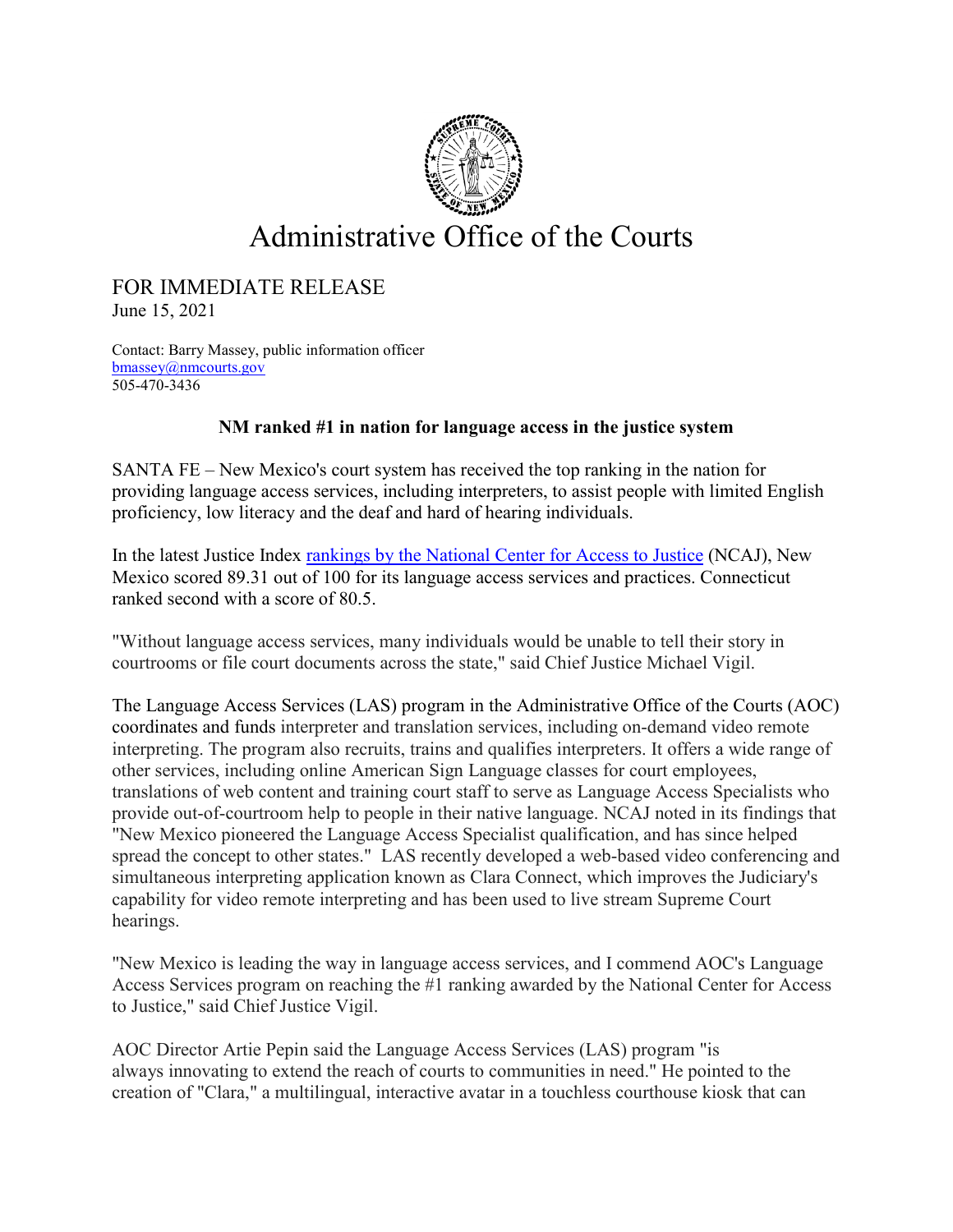# Administrative Office of the Courts

FOR IMMEDIATE RELEASE
June 15, 2021

Contact: Barry Massey, public information officer
bmassey@nmcourts.gov
505-470-3436

## NM ranked #1 in nation for language access in the justice system

SANTA FE – New Mexico's court system has received the top ranking in the nation for providing language access services, including interpreters, to assist people with limited English proficiency, low literacy and the deaf and hard of hearing individuals.

In the latest Justice Index [rankings by the National Center for Access to Justice](#) (NCAJ), New Mexico scored 89.31 out of 100 for its language access services and practices. Connecticut ranked second with a score of 80.5.

"Without language access services, many individuals would be unable to tell their story in courtrooms or file court documents across the state," said Chief Justice Michael Vigil.

The Language Access Services (LAS) program in the Administrative Office of the Courts (AOC) coordinates and funds interpreter and translation services, including on-demand video remote interpreting. The program also recruits, trains and qualifies interpreters. It offers a wide range of other services, including online American Sign Language classes for court employees, translations of web content and training court staff to serve as Language Access Specialists who provide out-of-courtroom help to people in their native language. NCAJ noted in its findings that "New Mexico pioneered the Language Access Specialist qualification, and has since helped spread the concept to other states." LAS recently developed a web-based video conferencing and simultaneous interpreting application known as Clara Connect, which improves the Judiciary's capability for video remote interpreting and has been used to live stream Supreme Court hearings.

"New Mexico is leading the way in language access services, and I commend AOC's Language Access Services program on reaching the #1 ranking awarded by the National Center for Access to Justice," said Chief Justice Vigil.

AOC Director Artie Pepin said the Language Access Services (LAS) program "is always innovating to extend the reach of courts to communities in need." He pointed to the creation of "Clara," a multilingual, interactive avatar in a touchless courthouse kiosk that can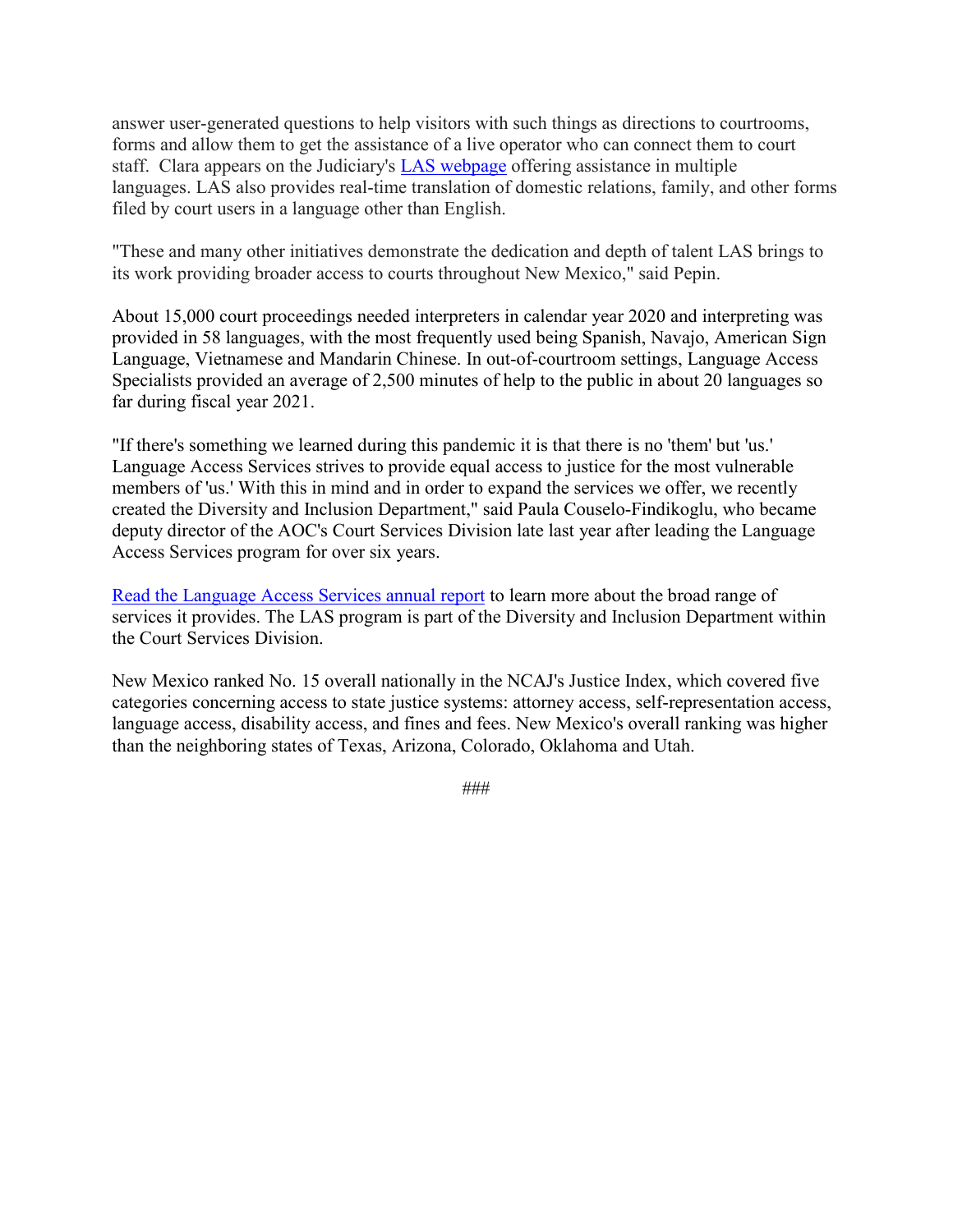answer user-generated questions to help visitors with such things as directions to courtrooms, forms and allow them to get the assistance of a live operator who can connect them to court staff. Clara appears on the Judiciary's LAS webpage offering assistance in multiple languages. LAS also provides real-time translation of domestic relations, family, and other forms filed by court users in a language other than English.

"These and many other initiatives demonstrate the dedication and depth of talent LAS brings to its work providing broader access to courts throughout New Mexico," said Pepin.

About 15,000 court proceedings needed interpreters in calendar year 2020 and interpreting was provided in 58 languages, with the most frequently used being Spanish, Navajo, American Sign Language, Vietnamese and Mandarin Chinese. In out-of-courtroom settings, Language Access Specialists provided an average of 2,500 minutes of help to the public in about 20 languages so far during fiscal year 2021.

"If there's something we learned during this pandemic it is that there is no 'them' but 'us.' Language Access Services strives to provide equal access to justice for the most vulnerable members of 'us.' With this in mind and in order to expand the services we offer, we recently created the Diversity and Inclusion Department," said Paula Couselo-Findikoglu, who became deputy director of the AOC's Court Services Division late last year after leading the Language Access Services program for over six years.

Read the Language Access Services annual report to learn more about the broad range of services it provides. The LAS program is part of the Diversity and Inclusion Department within the Court Services Division.

New Mexico ranked No. 15 overall nationally in the NCAJ's Justice Index, which covered five categories concerning access to state justice systems: attorney access, self-representation access, language access, disability access, and fines and fees. New Mexico's overall ranking was higher than the neighboring states of Texas, Arizona, Colorado, Oklahoma and Utah.

###